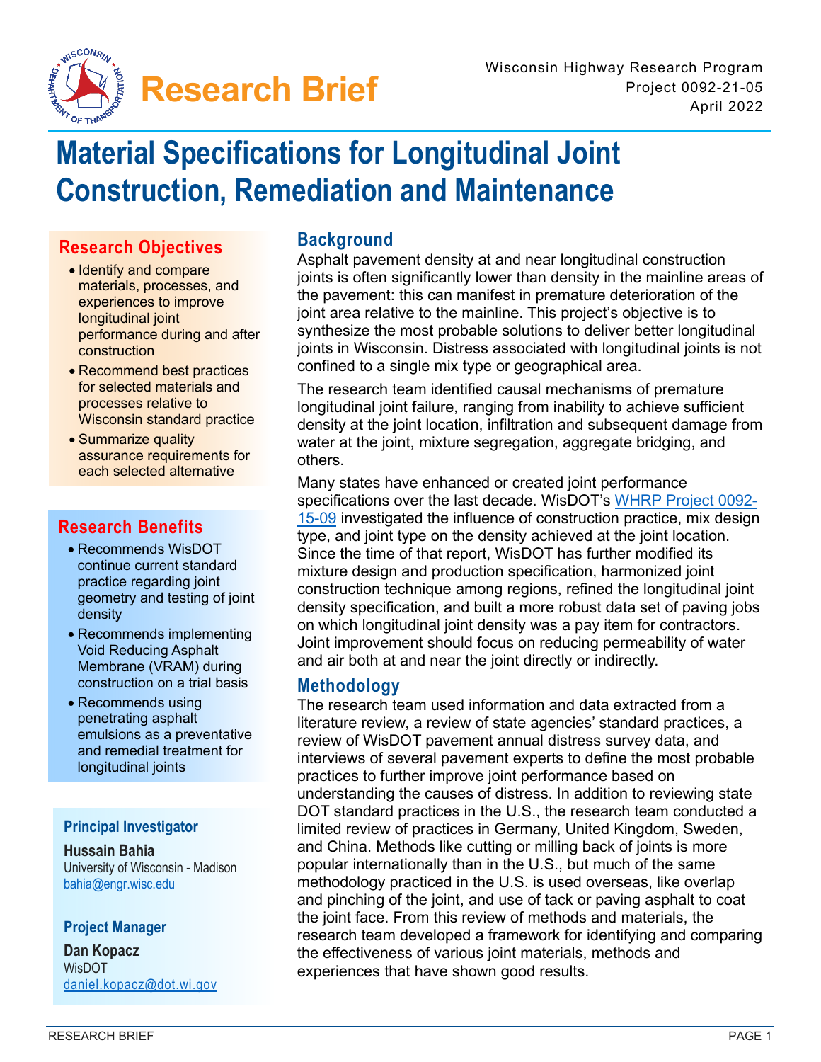# Research Brief

Wisconsin Highway Research Program
Project 0092-21-05
April 2022

# Material Specifications for Longitudinal Joint Construction, Remediation and Maintenance

## Research Objectives

- Identify and compare materials, processes, and experiences to improve longitudinal joint performance during and after construction
- Recommend best practices for selected materials and processes relative to Wisconsin standard practice
- Summarize quality assurance requirements for each selected alternative

## Research Benefits

- Recommends WisDOT continue current standard practice regarding joint geometry and testing of joint density
- Recommends implementing Void Reducing Asphalt Membrane (VRAM) during construction on a trial basis
- Recommends using penetrating asphalt emulsions as a preventative and remedial treatment for longitudinal joints

### Principal Investigator

**Hussain Bahia**
University of Wisconsin - Madison
bahia@engr.wisc.edu

### Project Manager

**Dan Kopacz**
WisDOT
daniel.kopacz@dot.wi.gov

## Background

Asphalt pavement density at and near longitudinal construction joints is often significantly lower than density in the mainline areas of the pavement: this can manifest in premature deterioration of the joint area relative to the mainline. This project's objective is to synthesize the most probable solutions to deliver better longitudinal joints in Wisconsin. Distress associated with longitudinal joints is not confined to a single mix type or geographical area.

The research team identified causal mechanisms of premature longitudinal joint failure, ranging from inability to achieve sufficient density at the joint location, infiltration and subsequent damage from water at the joint, mixture segregation, aggregate bridging, and others.

Many states have enhanced or created joint performance specifications over the last decade. WisDOT's WHRP Project 0092-15-09 investigated the influence of construction practice, mix design type, and joint type on the density achieved at the joint location. Since the time of that report, WisDOT has further modified its mixture design and production specification, harmonized joint construction technique among regions, refined the longitudinal joint density specification, and built a more robust data set of paving jobs on which longitudinal joint density was a pay item for contractors. Joint improvement should focus on reducing permeability of water and air both at and near the joint directly or indirectly.

## Methodology

The research team used information and data extracted from a literature review, a review of state agencies' standard practices, a review of WisDOT pavement annual distress survey data, and interviews of several pavement experts to define the most probable practices to further improve joint performance based on understanding the causes of distress. In addition to reviewing state DOT standard practices in the U.S., the research team conducted a limited review of practices in Germany, United Kingdom, Sweden, and China. Methods like cutting or milling back of joints is more popular internationally than in the U.S., but much of the same methodology practiced in the U.S. is used overseas, like overlap and pinching of the joint, and use of tack or paving asphalt to coat the joint face. From this review of methods and materials, the research team developed a framework for identifying and comparing the effectiveness of various joint materials, methods and experiences that have shown good results.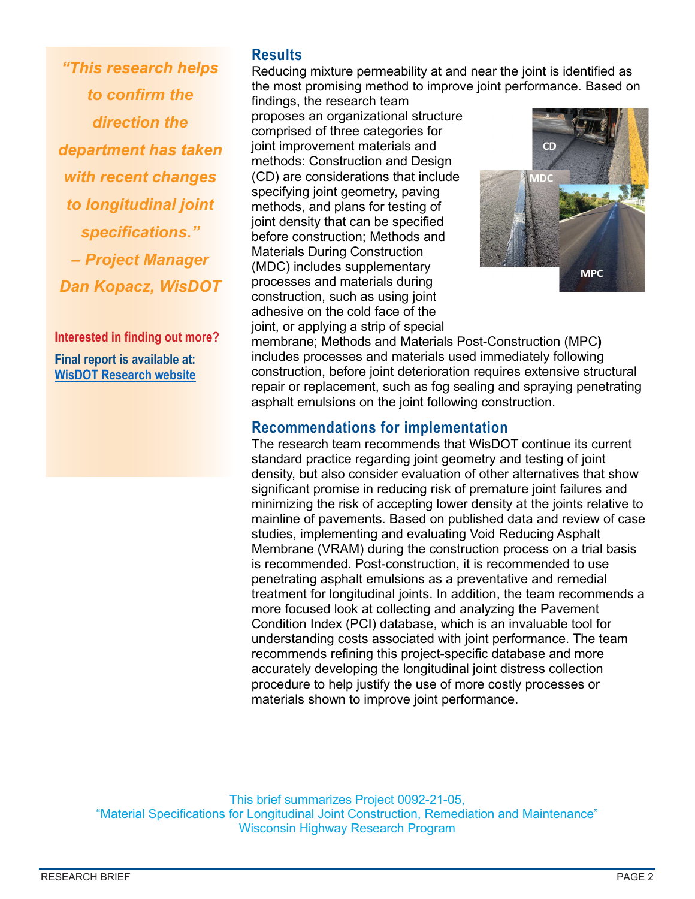*"This research helps to confirm the direction the department has taken with recent changes to longitudinal joint specifications."*

*– Project Manager Dan Kopacz, WisDOT*

**Interested in finding out more?**

**Final report is available at:** [WisDOT Research website]

## Results

Reducing mixture permeability at and near the joint is identified as the most promising method to improve joint performance. Based on findings, the research team proposes an organizational structure comprised of three categories for joint improvement materials and methods: Construction and Design (CD) are considerations that include specifying joint geometry, paving methods, and plans for testing of joint density that can be specified before construction; Methods and Materials During Construction (MDC) includes supplementary processes and materials during construction, such as using joint adhesive on the cold face of the joint, or applying a strip of special membrane; Methods and Materials Post-Construction (MPC**)** includes processes and materials used immediately following construction, before joint deterioration requires extensive structural repair or replacement, such as fog sealing and spraying penetrating asphalt emulsions on the joint following construction.

CD

MDC

MPC

## Recommendations for implementation

The research team recommends that WisDOT continue its current standard practice regarding joint geometry and testing of joint density, but also consider evaluation of other alternatives that show significant promise in reducing risk of premature joint failures and minimizing the risk of accepting lower density at the joints relative to mainline of pavements. Based on published data and review of case studies, implementing and evaluating Void Reducing Asphalt Membrane (VRAM) during the construction process on a trial basis is recommended. Post-construction, it is recommended to use penetrating asphalt emulsions as a preventative and remedial treatment for longitudinal joints. In addition, the team recommends a more focused look at collecting and analyzing the Pavement Condition Index (PCI) database, which is an invaluable tool for understanding costs associated with joint performance. The team recommends refining this project-specific database and more accurately developing the longitudinal joint distress collection procedure to help justify the use of more costly processes or materials shown to improve joint performance.

This brief summarizes Project 0092-21-05,
"Material Specifications for Longitudinal Joint Construction, Remediation and Maintenance"
Wisconsin Highway Research Program